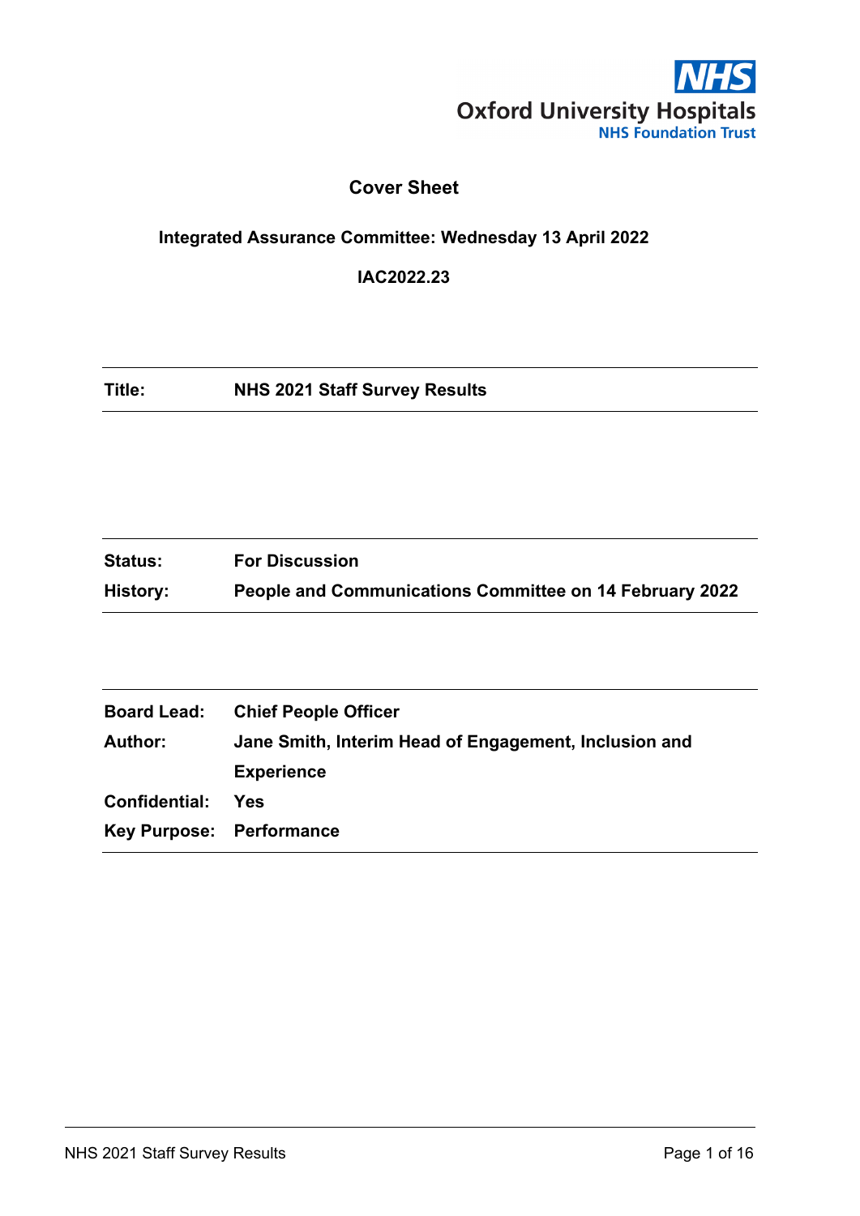Oxford University Hospitals
NHS Foundation Trust

# Cover Sheet

**Integrated Assurance Committee: Wednesday 13 April 2022**

**IAC2022.23**

| | |
|---|---|
| **Title:** | **NHS 2021 Staff Survey Results** |

| | |
|---|---|
| **Status:** | **For Discussion** |
| **History:** | **People and Communications Committee on 14 February 2022** |

| | |
|---|---|
| **Board Lead:** | **Chief People Officer** |
| **Author:** | **Jane Smith, Interim Head of Engagement, Inclusion and Experience** |
| **Confidential:** | **Yes** |
| **Key Purpose:** | **Performance** |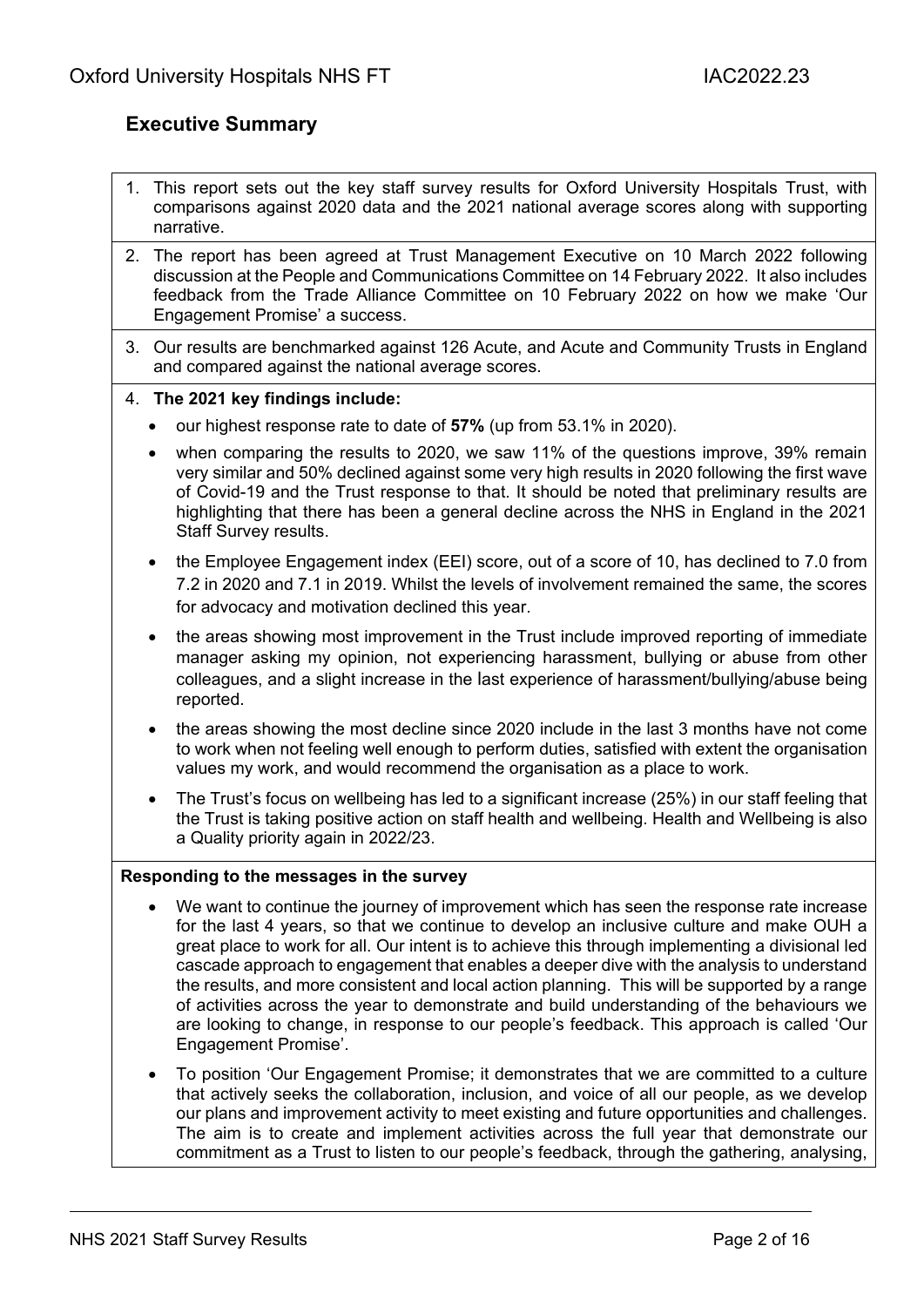## Executive Summary

1. This report sets out the key staff survey results for Oxford University Hospitals Trust, with comparisons against 2020 data and the 2021 national average scores along with supporting narrative.
2. The report has been agreed at Trust Management Executive on 10 March 2022 following discussion at the People and Communications Committee on 14 February 2022. It also includes feedback from the Trade Alliance Committee on 10 February 2022 on how we make 'Our Engagement Promise' a success.
3. Our results are benchmarked against 126 Acute, and Acute and Community Trusts in England and compared against the national average scores.
4. **The 2021 key findings include:**
   - our highest response rate to date of **57%** (up from 53.1% in 2020).
   - when comparing the results to 2020, we saw 11% of the questions improve, 39% remain very similar and 50% declined against some very high results in 2020 following the first wave of Covid-19 and the Trust response to that. It should be noted that preliminary results are highlighting that there has been a general decline across the NHS in England in the 2021 Staff Survey results.
   - the Employee Engagement index (EEI) score, out of a score of 10, has declined to 7.0 from 7.2 in 2020 and 7.1 in 2019. Whilst the levels of involvement remained the same, the scores for advocacy and motivation declined this year.
   - the areas showing most improvement in the Trust include improved reporting of immediate manager asking my opinion, not experiencing harassment, bullying or abuse from other colleagues, and a slight increase in the last experience of harassment/bullying/abuse being reported.
   - the areas showing the most decline since 2020 include in the last 3 months have not come to work when not feeling well enough to perform duties, satisfied with extent the organisation values my work, and would recommend the organisation as a place to work.
   - The Trust's focus on wellbeing has led to a significant increase (25%) in our staff feeling that the Trust is taking positive action on staff health and wellbeing. Health and Wellbeing is also a Quality priority again in 2022/23.

**Responding to the messages in the survey**

- We want to continue the journey of improvement which has seen the response rate increase for the last 4 years, so that we continue to develop an inclusive culture and make OUH a great place to work for all. Our intent is to achieve this through implementing a divisional led cascade approach to engagement that enables a deeper dive with the analysis to understand the results, and more consistent and local action planning. This will be supported by a range of activities across the year to demonstrate and build understanding of the behaviours we are looking to change, in response to our people's feedback. This approach is called 'Our Engagement Promise'.
- To position 'Our Engagement Promise; it demonstrates that we are committed to a culture that actively seeks the collaboration, inclusion, and voice of all our people, as we develop our plans and improvement activity to meet existing and future opportunities and challenges. The aim is to create and implement activities across the full year that demonstrate our commitment as a Trust to listen to our people's feedback, through the gathering, analysing,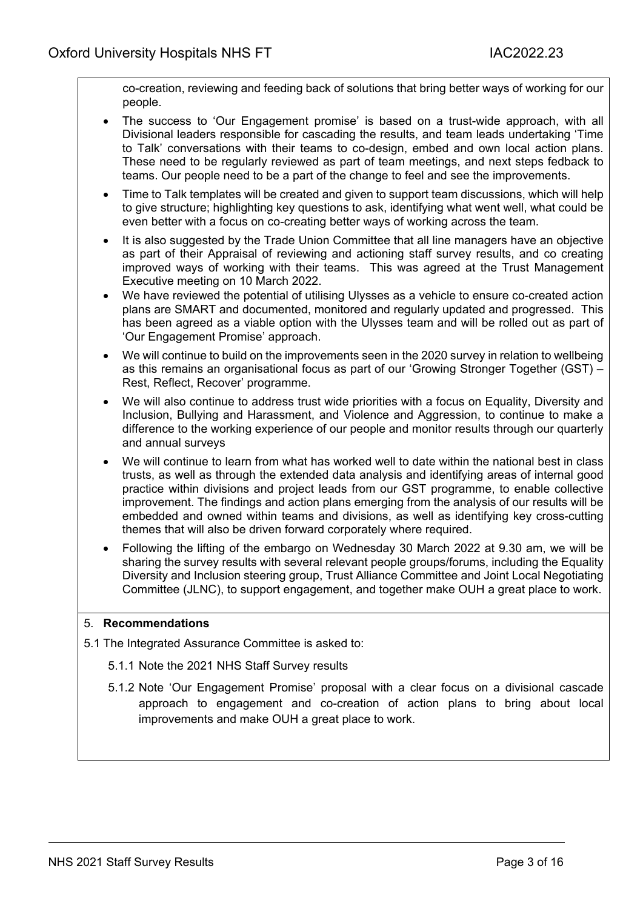co-creation, reviewing and feeding back of solutions that bring better ways of working for our people.

- The success to 'Our Engagement promise' is based on a trust-wide approach, with all Divisional leaders responsible for cascading the results, and team leads undertaking 'Time to Talk' conversations with their teams to co-design, embed and own local action plans. These need to be regularly reviewed as part of team meetings, and next steps fedback to teams. Our people need to be a part of the change to feel and see the improvements.
- Time to Talk templates will be created and given to support team discussions, which will help to give structure; highlighting key questions to ask, identifying what went well, what could be even better with a focus on co-creating better ways of working across the team.
- It is also suggested by the Trade Union Committee that all line managers have an objective as part of their Appraisal of reviewing and actioning staff survey results, and co creating improved ways of working with their teams. This was agreed at the Trust Management Executive meeting on 10 March 2022.
- We have reviewed the potential of utilising Ulysses as a vehicle to ensure co-created action plans are SMART and documented, monitored and regularly updated and progressed. This has been agreed as a viable option with the Ulysses team and will be rolled out as part of 'Our Engagement Promise' approach.
- We will continue to build on the improvements seen in the 2020 survey in relation to wellbeing as this remains an organisational focus as part of our 'Growing Stronger Together (GST) – Rest, Reflect, Recover' programme.
- We will also continue to address trust wide priorities with a focus on Equality, Diversity and Inclusion, Bullying and Harassment, and Violence and Aggression, to continue to make a difference to the working experience of our people and monitor results through our quarterly and annual surveys
- We will continue to learn from what has worked well to date within the national best in class trusts, as well as through the extended data analysis and identifying areas of internal good practice within divisions and project leads from our GST programme, to enable collective improvement. The findings and action plans emerging from the analysis of our results will be embedded and owned within teams and divisions, as well as identifying key cross-cutting themes that will also be driven forward corporately where required.
- Following the lifting of the embargo on Wednesday 30 March 2022 at 9.30 am, we will be sharing the survey results with several relevant people groups/forums, including the Equality Diversity and Inclusion steering group, Trust Alliance Committee and Joint Local Negotiating Committee (JLNC), to support engagement, and together make OUH a great place to work.

## 5. **Recommendations**

5.1 The Integrated Assurance Committee is asked to:

5.1.1 Note the 2021 NHS Staff Survey results

5.1.2 Note 'Our Engagement Promise' proposal with a clear focus on a divisional cascade approach to engagement and co-creation of action plans to bring about local improvements and make OUH a great place to work.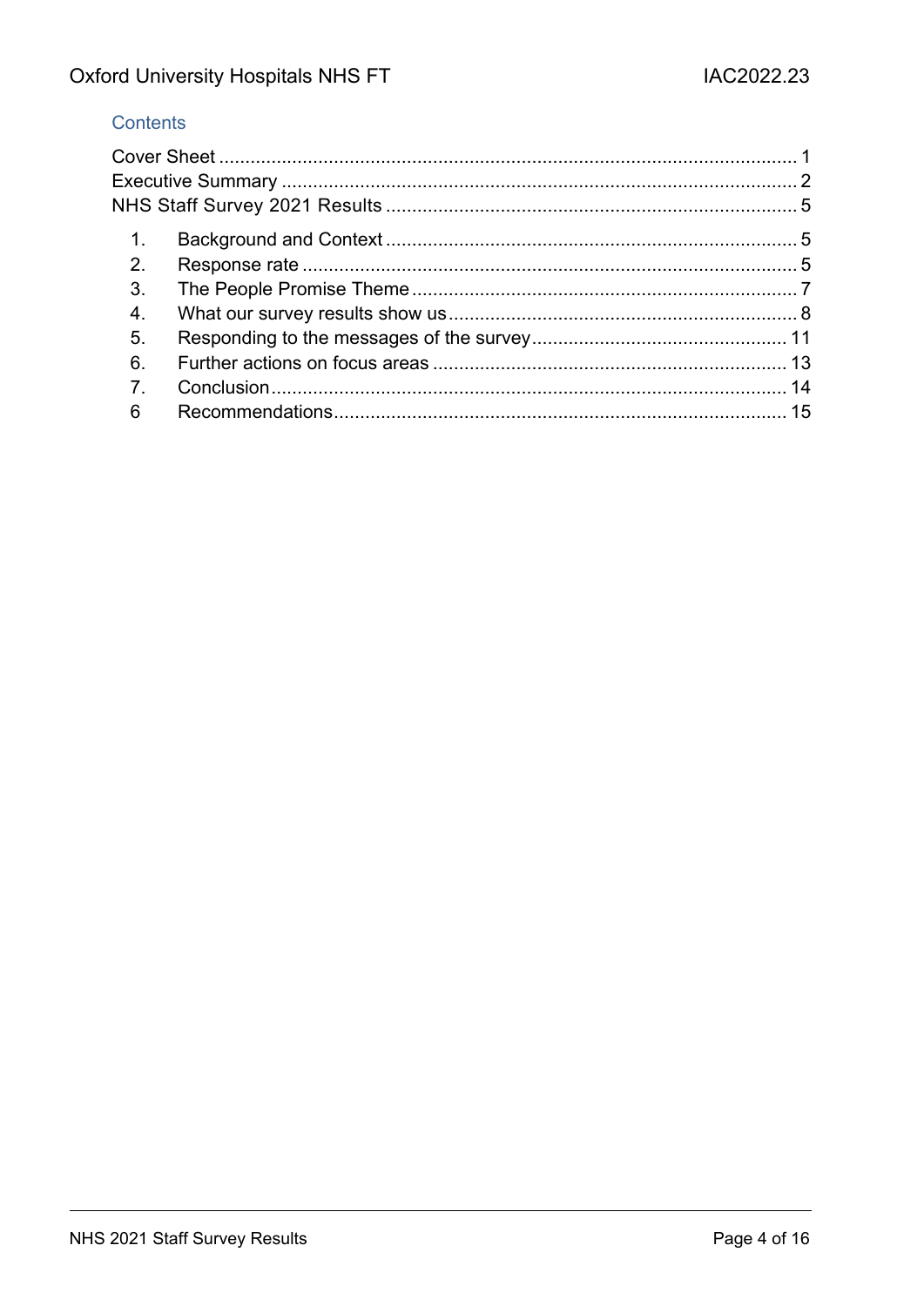## Contents

Cover Sheet ............................................................................................................ 1
Executive Summary ................................................................................................ 2
NHS Staff Survey 2021 Results ............................................................................. 5

1. Background and Context ............................................................................. 5
2. Response rate ............................................................................................. 5
3. The People Promise Theme ......................................................................... 7
4. What our survey results show us .................................................................. 8
5. Responding to the messages of the survey ................................................ 11
6. Further actions on focus areas ................................................................... 13
7. Conclusion ................................................................................................. 14

6 Recommendations ..................................................................................... 15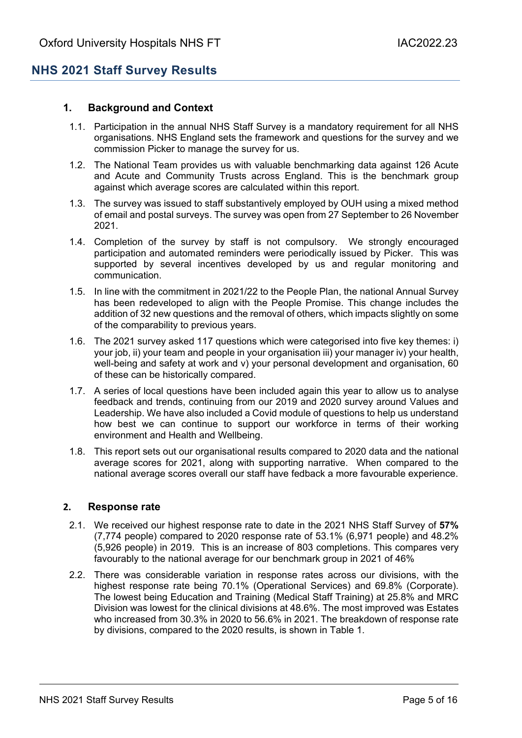## NHS 2021 Staff Survey Results

### 1. Background and Context

1.1. Participation in the annual NHS Staff Survey is a mandatory requirement for all NHS organisations. NHS England sets the framework and questions for the survey and we commission Picker to manage the survey for us.

1.2. The National Team provides us with valuable benchmarking data against 126 Acute and Acute and Community Trusts across England. This is the benchmark group against which average scores are calculated within this report.

1.3. The survey was issued to staff substantively employed by OUH using a mixed method of email and postal surveys. The survey was open from 27 September to 26 November 2021.

1.4. Completion of the survey by staff is not compulsory. We strongly encouraged participation and automated reminders were periodically issued by Picker. This was supported by several incentives developed by us and regular monitoring and communication.

1.5. In line with the commitment in 2021/22 to the People Plan, the national Annual Survey has been redeveloped to align with the People Promise. This change includes the addition of 32 new questions and the removal of others, which impacts slightly on some of the comparability to previous years.

1.6. The 2021 survey asked 117 questions which were categorised into five key themes: i) your job, ii) your team and people in your organisation iii) your manager iv) your health, well-being and safety at work and v) your personal development and organisation, 60 of these can be historically compared.

1.7. A series of local questions have been included again this year to allow us to analyse feedback and trends, continuing from our 2019 and 2020 survey around Values and Leadership. We have also included a Covid module of questions to help us understand how best we can continue to support our workforce in terms of their working environment and Health and Wellbeing.

1.8. This report sets out our organisational results compared to 2020 data and the national average scores for 2021, along with supporting narrative. When compared to the national average scores overall our staff have fedback a more favourable experience.

### 2. Response rate

2.1. We received our highest response rate to date in the 2021 NHS Staff Survey of **57%** (7,774 people) compared to 2020 response rate of 53.1% (6,971 people) and 48.2% (5,926 people) in 2019. This is an increase of 803 completions. This compares very favourably to the national average for our benchmark group in 2021 of 46%

2.2. There was considerable variation in response rates across our divisions, with the highest response rate being 70.1% (Operational Services) and 69.8% (Corporate). The lowest being Education and Training (Medical Staff Training) at 25.8% and MRC Division was lowest for the clinical divisions at 48.6%. The most improved was Estates who increased from 30.3% in 2020 to 56.6% in 2021. The breakdown of response rate by divisions, compared to the 2020 results, is shown in Table 1.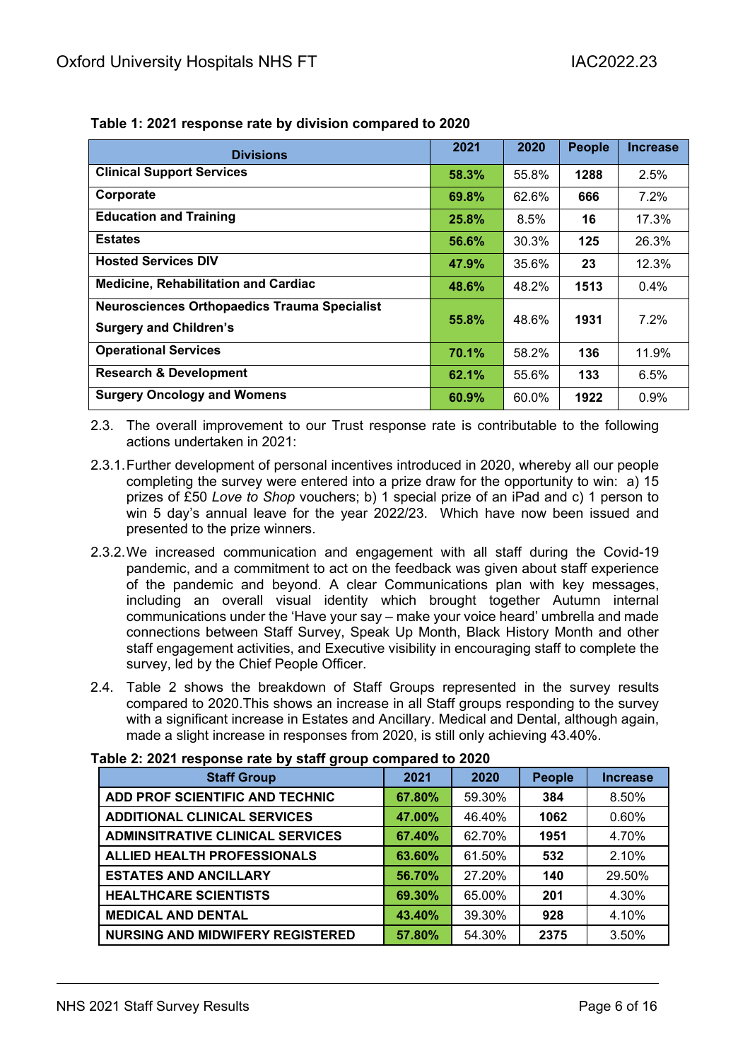**Table 1: 2021 response rate by division compared to 2020**

| Divisions | 2021 | 2020 | People | Increase |
|---|---|---|---|---|
| **Clinical Support Services** | **58.3%** | 55.8% | **1288** | 2.5% |
| **Corporate** | **69.8%** | 62.6% | **666** | 7.2% |
| **Education and Training** | **25.8%** | 8.5% | **16** | 17.3% |
| **Estates** | **56.6%** | 30.3% | **125** | 26.3% |
| **Hosted Services DIV** | **47.9%** | 35.6% | **23** | 12.3% |
| **Medicine, Rehabilitation and Cardiac** | **48.6%** | 48.2% | **1513** | 0.4% |
| **Neurosciences Orthopaedics Trauma Specialist Surgery and Children's** | **55.8%** | 48.6% | **1931** | 7.2% |
| **Operational Services** | **70.1%** | 58.2% | **136** | 11.9% |
| **Research & Development** | **62.1%** | 55.6% | **133** | 6.5% |
| **Surgery Oncology and Womens** | **60.9%** | 60.0% | **1922** | 0.9% |

2.3. The overall improvement to our Trust response rate is contributable to the following actions undertaken in 2021:

2.3.1. Further development of personal incentives introduced in 2020, whereby all our people completing the survey were entered into a prize draw for the opportunity to win: a) 15 prizes of £50 *Love to Shop* vouchers; b) 1 special prize of an iPad and c) 1 person to win 5 day's annual leave for the year 2022/23. Which have now been issued and presented to the prize winners.

2.3.2. We increased communication and engagement with all staff during the Covid-19 pandemic, and a commitment to act on the feedback was given about staff experience of the pandemic and beyond. A clear Communications plan with key messages, including an overall visual identity which brought together Autumn internal communications under the 'Have your say – make your voice heard' umbrella and made connections between Staff Survey, Speak Up Month, Black History Month and other staff engagement activities, and Executive visibility in encouraging staff to complete the survey, led by the Chief People Officer.

2.4. Table 2 shows the breakdown of Staff Groups represented in the survey results compared to 2020.This shows an increase in all Staff groups responding to the survey with a significant increase in Estates and Ancillary. Medical and Dental, although again, made a slight increase in responses from 2020, is still only achieving 43.40%.

**Table 2: 2021 response rate by staff group compared to 2020**

| Staff Group | 2021 | 2020 | People | Increase |
|---|---|---|---|---|
| **ADD PROF SCIENTIFIC AND TECHNIC** | **67.80%** | 59.30% | **384** | 8.50% |
| **ADDITIONAL CLINICAL SERVICES** | **47.00%** | 46.40% | **1062** | 0.60% |
| **ADMINSITRATIVE CLINICAL SERVICES** | **67.40%** | 62.70% | **1951** | 4.70% |
| **ALLIED HEALTH PROFESSIONALS** | **63.60%** | 61.50% | **532** | 2.10% |
| **ESTATES AND ANCILLARY** | **56.70%** | 27.20% | **140** | 29.50% |
| **HEALTHCARE SCIENTISTS** | **69.30%** | 65.00% | **201** | 4.30% |
| **MEDICAL AND DENTAL** | **43.40%** | 39.30% | **928** | 4.10% |
| **NURSING AND MIDWIFERY REGISTERED** | **57.80%** | 54.30% | **2375** | 3.50% |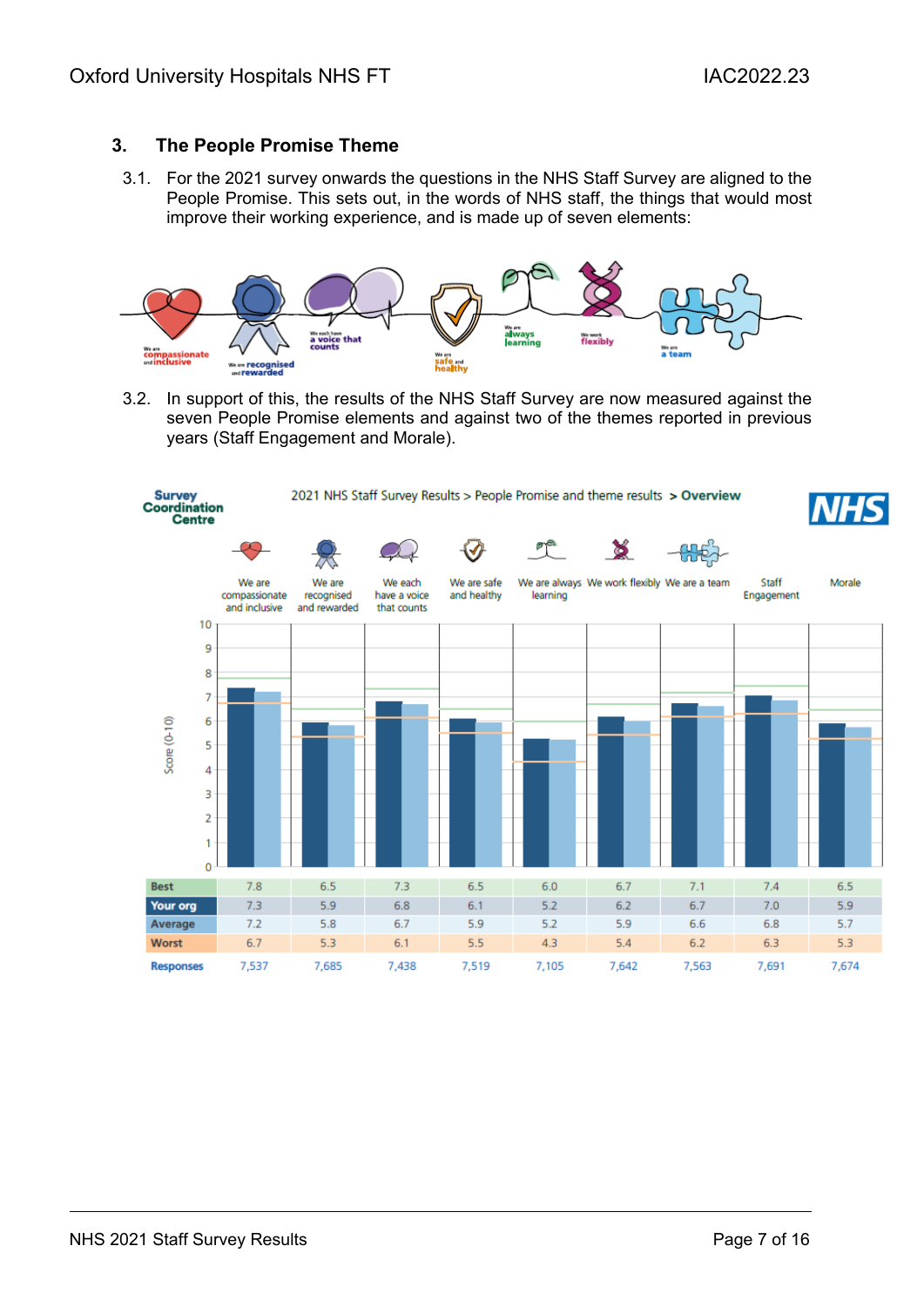## 3. The People Promise Theme

3.1. For the 2021 survey onwards the questions in the NHS Staff Survey are aligned to the People Promise. This sets out, in the words of NHS staff, the things that would most improve their working experience, and is made up of seven elements:

We are compassionate and inclusive — We are recognised and rewarded — We each have a voice that counts — We are safe and healthy — We are always learning — We work flexibly — We are a team

3.2. In support of this, the results of the NHS Staff Survey are now measured against the seven People Promise elements and against two of the themes reported in previous years (Staff Engagement and Morale).

Survey Coordination Centre — 2021 NHS Staff Survey Results > People Promise and theme results > **Overview**

| | We are compassionate and inclusive | We are recognised and rewarded | We each have a voice that counts | We are safe and healthy | We are always learning | We work flexibly | We are a team | Staff Engagement | Morale |
|---|---|---|---|---|---|---|---|---|---|
| Best | 7.8 | 6.5 | 7.3 | 6.5 | 6.0 | 6.7 | 7.1 | 7.4 | 6.5 |
| Your org | 7.3 | 5.9 | 6.8 | 6.1 | 5.2 | 6.2 | 6.7 | 7.0 | 5.9 |
| Average | 7.2 | 5.8 | 6.7 | 5.9 | 5.2 | 5.9 | 6.6 | 6.8 | 5.7 |
| Worst | 6.7 | 5.3 | 6.1 | 5.5 | 4.3 | 5.4 | 6.2 | 6.3 | 5.3 |
| Responses | 7,537 | 7,685 | 7,438 | 7,519 | 7,105 | 7,642 | 7,563 | 7,691 | 7,674 |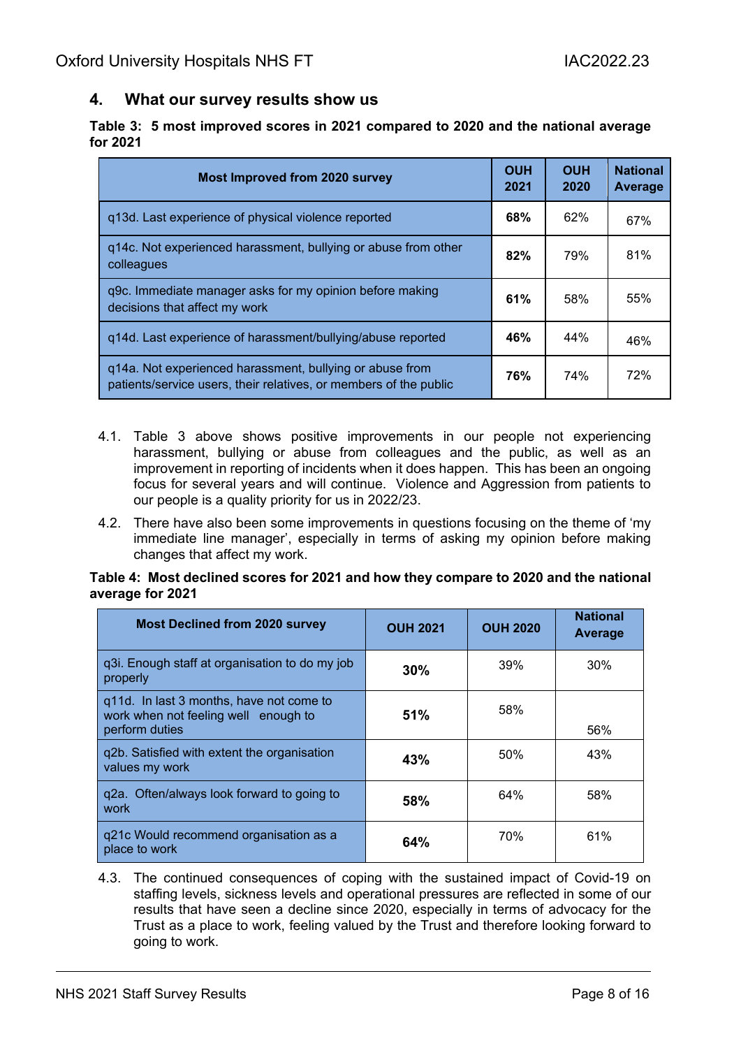## 4. What our survey results show us

**Table 3: 5 most improved scores in 2021 compared to 2020 and the national average for 2021**

| Most Improved from 2020 survey | OUH 2021 | OUH 2020 | National Average |
|---|---|---|---|
| q13d. Last experience of physical violence reported | **68%** | 62% | 67% |
| q14c. Not experienced harassment, bullying or abuse from other colleagues | **82%** | 79% | 81% |
| q9c. Immediate manager asks for my opinion before making decisions that affect my work | **61%** | 58% | 55% |
| q14d. Last experience of harassment/bullying/abuse reported | **46%** | 44% | 46% |
| q14a. Not experienced harassment, bullying or abuse from patients/service users, their relatives, or members of the public | **76%** | 74% | 72% |

4.1. Table 3 above shows positive improvements in our people not experiencing harassment, bullying or abuse from colleagues and the public, as well as an improvement in reporting of incidents when it does happen. This has been an ongoing focus for several years and will continue. Violence and Aggression from patients to our people is a quality priority for us in 2022/23.

4.2. There have also been some improvements in questions focusing on the theme of 'my immediate line manager', especially in terms of asking my opinion before making changes that affect my work.

**Table 4: Most declined scores for 2021 and how they compare to 2020 and the national average for 2021**

| Most Declined from 2020 survey | OUH 2021 | OUH 2020 | National Average |
|---|---|---|---|
| q3i. Enough staff at organisation to do my job properly | **30%** | 39% | 30% |
| q11d. In last 3 months, have not come to work when not feeling well enough to perform duties | **51%** | 58% | 56% |
| q2b. Satisfied with extent the organisation values my work | **43%** | 50% | 43% |
| q2a. Often/always look forward to going to work | **58%** | 64% | 58% |
| q21c Would recommend organisation as a place to work | **64%** | 70% | 61% |

4.3. The continued consequences of coping with the sustained impact of Covid-19 on staffing levels, sickness levels and operational pressures are reflected in some of our results that have seen a decline since 2020, especially in terms of advocacy for the Trust as a place to work, feeling valued by the Trust and therefore looking forward to going to work.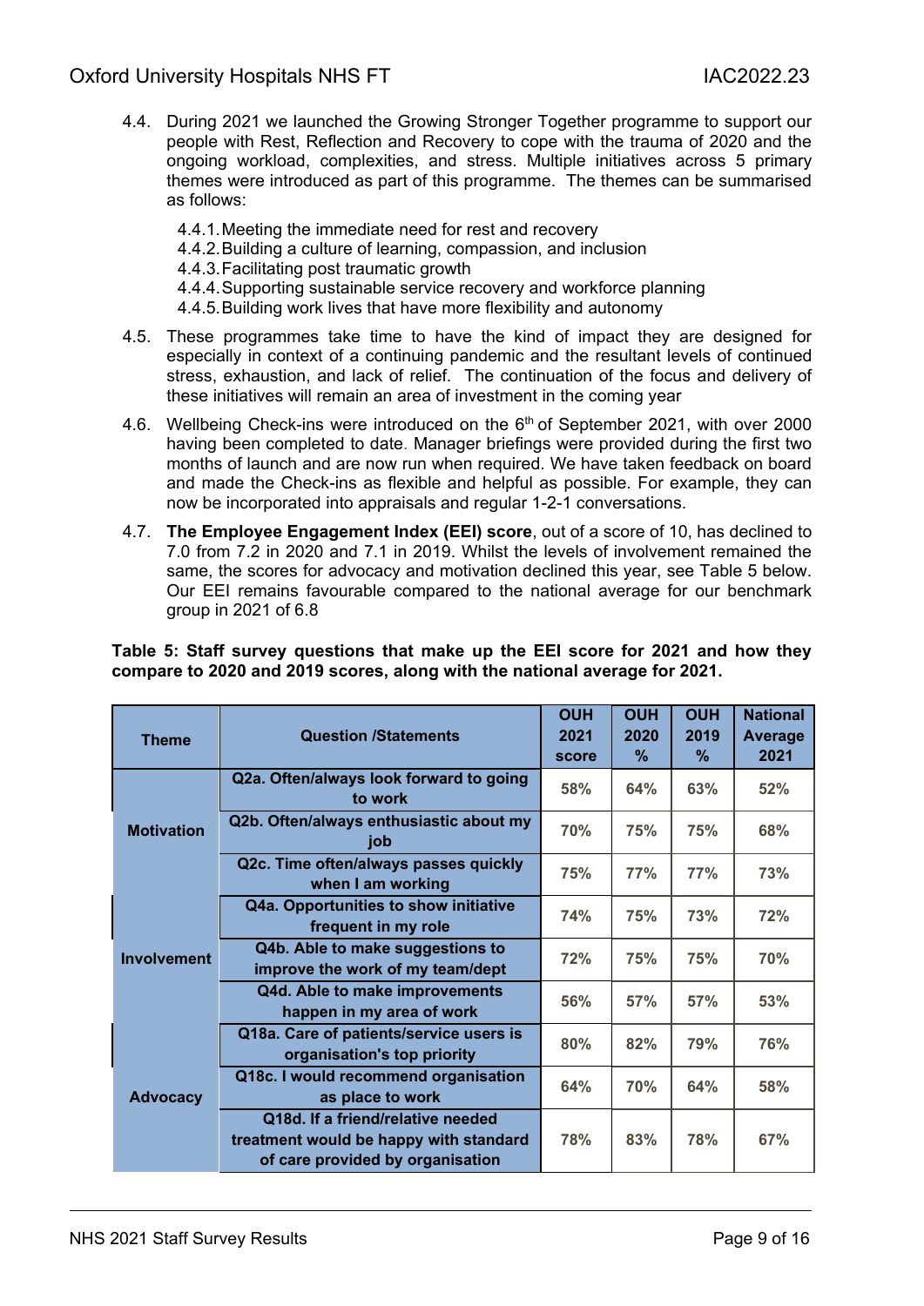4.4. During 2021 we launched the Growing Stronger Together programme to support our people with Rest, Reflection and Recovery to cope with the trauma of 2020 and the ongoing workload, complexities, and stress. Multiple initiatives across 5 primary themes were introduced as part of this programme. The themes can be summarised as follows:

4.4.1. Meeting the immediate need for rest and recovery
4.4.2. Building a culture of learning, compassion, and inclusion
4.4.3. Facilitating post traumatic growth
4.4.4. Supporting sustainable service recovery and workforce planning
4.4.5. Building work lives that have more flexibility and autonomy

4.5. These programmes take time to have the kind of impact they are designed for especially in context of a continuing pandemic and the resultant levels of continued stress, exhaustion, and lack of relief. The continuation of the focus and delivery of these initiatives will remain an area of investment in the coming year

4.6. Wellbeing Check-ins were introduced on the 6th of September 2021, with over 2000 having been completed to date. Manager briefings were provided during the first two months of launch and are now run when required. We have taken feedback on board and made the Check-ins as flexible and helpful as possible. For example, they can now be incorporated into appraisals and regular 1-2-1 conversations.

4.7. **The Employee Engagement Index (EEI) score**, out of a score of 10, has declined to 7.0 from 7.2 in 2020 and 7.1 in 2019. Whilst the levels of involvement remained the same, the scores for advocacy and motivation declined this year, see Table 5 below. Our EEI remains favourable compared to the national average for our benchmark group in 2021 of 6.8

**Table 5: Staff survey questions that make up the EEI score for 2021 and how they compare to 2020 and 2019 scores, along with the national average for 2021.**

| Theme | Question /Statements | OUH 2021 score | OUH 2020 % | OUH 2019 % | National Average 2021 |
|---|---|---|---|---|---|
| Motivation | Q2a. Often/always look forward to going to work | 58% | 64% | 63% | 52% |
| | Q2b. Often/always enthusiastic about my job | 70% | 75% | 75% | 68% |
| | Q2c. Time often/always passes quickly when I am working | 75% | 77% | 77% | 73% |
| Involvement | Q4a. Opportunities to show initiative frequent in my role | 74% | 75% | 73% | 72% |
| | Q4b. Able to make suggestions to improve the work of my team/dept | 72% | 75% | 75% | 70% |
| | Q4d. Able to make improvements happen in my area of work | 56% | 57% | 57% | 53% |
| Advocacy | Q18a. Care of patients/service users is organisation's top priority | 80% | 82% | 79% | 76% |
| | Q18c. I would recommend organisation as place to work | 64% | 70% | 64% | 58% |
| | Q18d. If a friend/relative needed treatment would be happy with standard of care provided by organisation | 78% | 83% | 78% | 67% |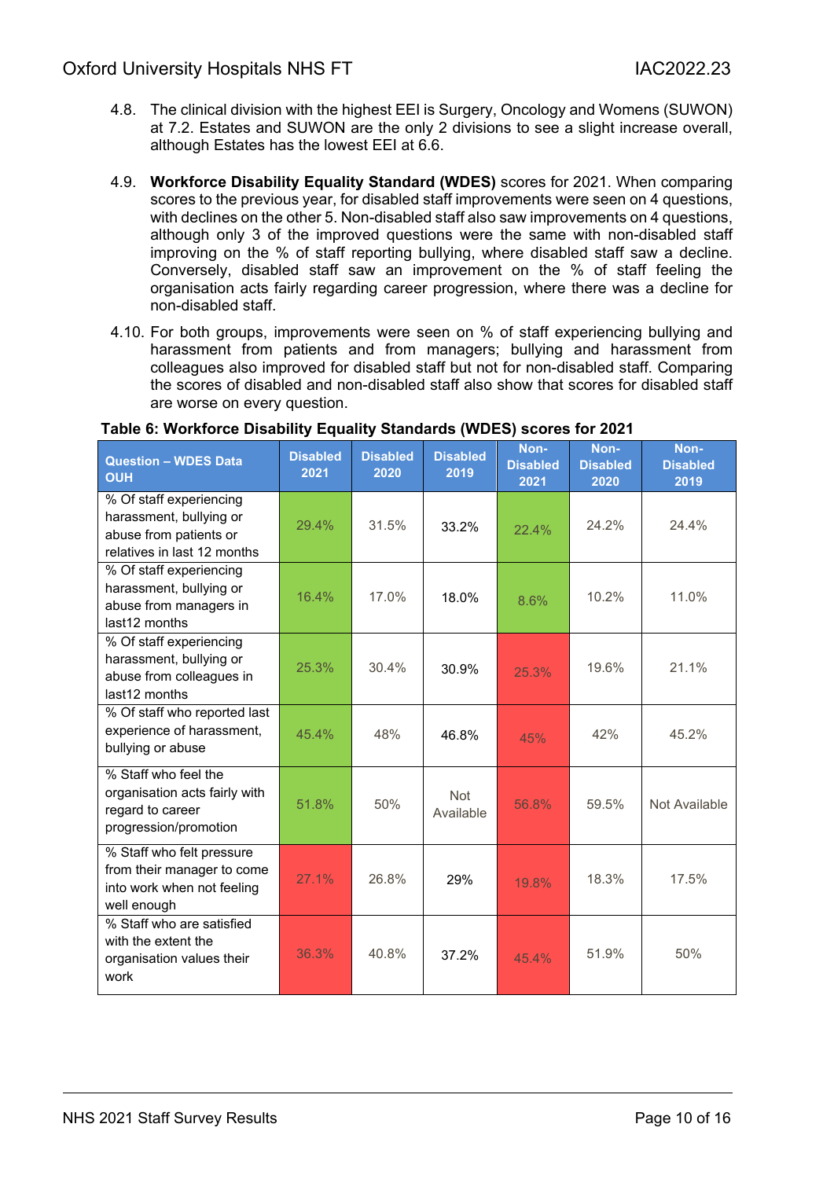4.8. The clinical division with the highest EEI is Surgery, Oncology and Womens (SUWON) at 7.2. Estates and SUWON are the only 2 divisions to see a slight increase overall, although Estates has the lowest EEI at 6.6.

4.9. **Workforce Disability Equality Standard (WDES)** scores for 2021. When comparing scores to the previous year, for disabled staff improvements were seen on 4 questions, with declines on the other 5. Non-disabled staff also saw improvements on 4 questions, although only 3 of the improved questions were the same with non-disabled staff improving on the % of staff reporting bullying, where disabled staff saw a decline. Conversely, disabled staff saw an improvement on the % of staff feeling the organisation acts fairly regarding career progression, where there was a decline for non-disabled staff.

4.10. For both groups, improvements were seen on % of staff experiencing bullying and harassment from patients and from managers; bullying and harassment from colleagues also improved for disabled staff but not for non-disabled staff. Comparing the scores of disabled and non-disabled staff also show that scores for disabled staff are worse on every question.

**Table 6: Workforce Disability Equality Standards (WDES) scores for 2021**

| Question – WDES Data OUH | Disabled 2021 | Disabled 2020 | Disabled 2019 | Non-Disabled 2021 | Non-Disabled 2020 | Non-Disabled 2019 |
|---|---|---|---|---|---|---|
| % Of staff experiencing harassment, bullying or abuse from patients or relatives in last 12 months | 29.4% | 31.5% | 33.2% | 22.4% | 24.2% | 24.4% |
| % Of staff experiencing harassment, bullying or abuse from managers in last12 months | 16.4% | 17.0% | 18.0% | 8.6% | 10.2% | 11.0% |
| % Of staff experiencing harassment, bullying or abuse from colleagues in last12 months | 25.3% | 30.4% | 30.9% | 25.3% | 19.6% | 21.1% |
| % Of staff who reported last experience of harassment, bullying or abuse | 45.4% | 48% | 46.8% | 45% | 42% | 45.2% |
| % Staff who feel the organisation acts fairly with regard to career progression/promotion | 51.8% | 50% | Not Available | 56.8% | 59.5% | Not Available |
| % Staff who felt pressure from their manager to come into work when not feeling well enough | 27.1% | 26.8% | 29% | 19.8% | 18.3% | 17.5% |
| % Staff who are satisfied with the extent the organisation values their work | 36.3% | 40.8% | 37.2% | 45.4% | 51.9% | 50% |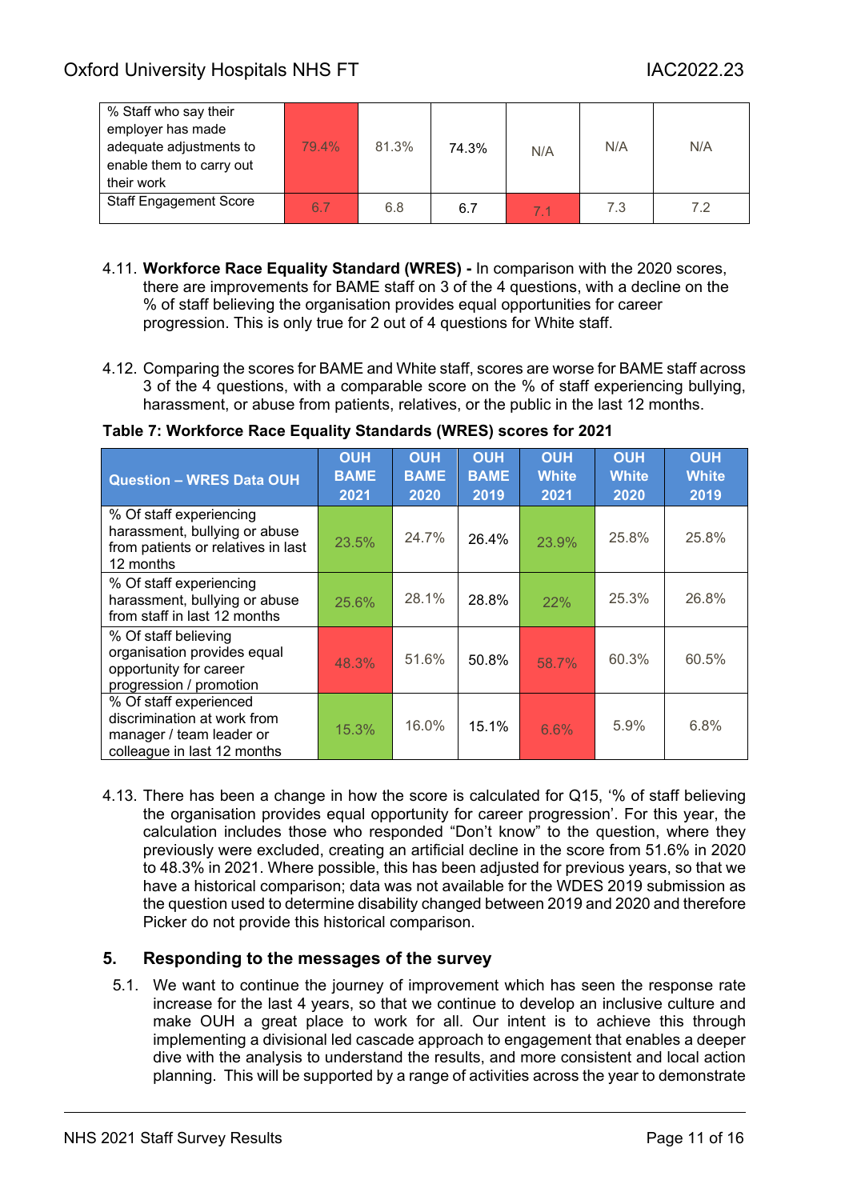| % Staff who say their employer has made adequate adjustments to enable them to carry out their work | 79.4% | 81.3% | 74.3% | N/A | N/A | N/A |
|---|---|---|---|---|---|---|
| Staff Engagement Score | 6.7 | 6.8 | 6.7 | 7.1 | 7.3 | 7.2 |

4.11. **Workforce Race Equality Standard (WRES) -** In comparison with the 2020 scores, there are improvements for BAME staff on 3 of the 4 questions, with a decline on the % of staff believing the organisation provides equal opportunities for career progression. This is only true for 2 out of 4 questions for White staff.

4.12. Comparing the scores for BAME and White staff, scores are worse for BAME staff across 3 of the 4 questions, with a comparable score on the % of staff experiencing bullying, harassment, or abuse from patients, relatives, or the public in the last 12 months.

**Table 7: Workforce Race Equality Standards (WRES) scores for 2021**

| Question – WRES Data OUH | OUH BAME 2021 | OUH BAME 2020 | OUH BAME 2019 | OUH White 2021 | OUH White 2020 | OUH White 2019 |
|---|---|---|---|---|---|---|
| % Of staff experiencing harassment, bullying or abuse from patients or relatives in last 12 months | 23.5% | 24.7% | 26.4% | 23.9% | 25.8% | 25.8% |
| % Of staff experiencing harassment, bullying or abuse from staff in last 12 months | 25.6% | 28.1% | 28.8% | 22% | 25.3% | 26.8% |
| % Of staff believing organisation provides equal opportunity for career progression / promotion | 48.3% | 51.6% | 50.8% | 58.7% | 60.3% | 60.5% |
| % Of staff experienced discrimination at work from manager / team leader or colleague in last 12 months | 15.3% | 16.0% | 15.1% | 6.6% | 5.9% | 6.8% |

4.13. There has been a change in how the score is calculated for Q15, '% of staff believing the organisation provides equal opportunity for career progression'. For this year, the calculation includes those who responded "Don't know" to the question, where they previously were excluded, creating an artificial decline in the score from 51.6% in 2020 to 48.3% in 2021. Where possible, this has been adjusted for previous years, so that we have a historical comparison; data was not available for the WDES 2019 submission as the question used to determine disability changed between 2019 and 2020 and therefore Picker do not provide this historical comparison.

## 5. Responding to the messages of the survey

5.1. We want to continue the journey of improvement which has seen the response rate increase for the last 4 years, so that we continue to develop an inclusive culture and make OUH a great place to work for all. Our intent is to achieve this through implementing a divisional led cascade approach to engagement that enables a deeper dive with the analysis to understand the results, and more consistent and local action planning. This will be supported by a range of activities across the year to demonstrate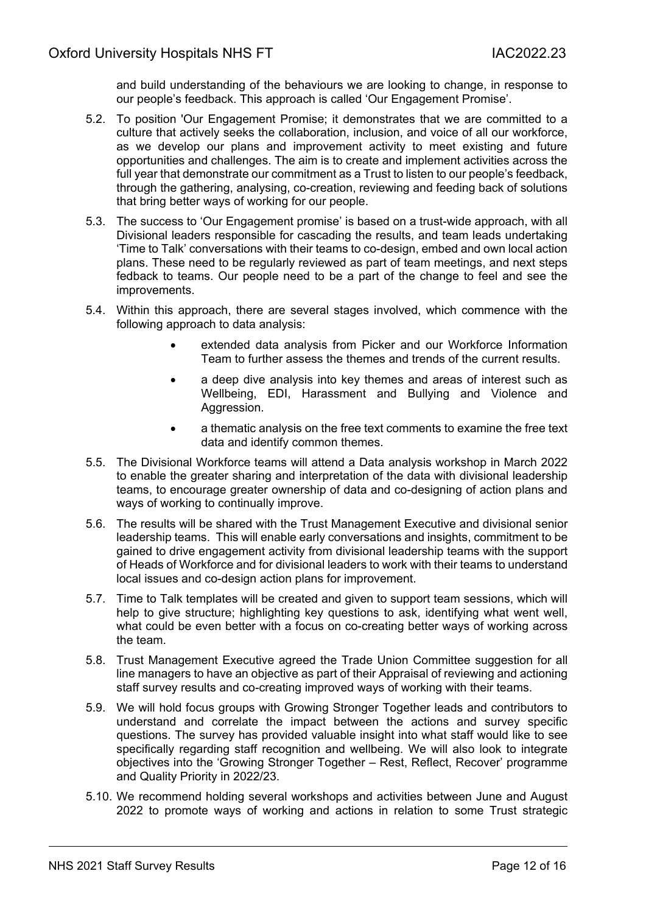and build understanding of the behaviours we are looking to change, in response to our people's feedback. This approach is called 'Our Engagement Promise'.

5.2. To position 'Our Engagement Promise; it demonstrates that we are committed to a culture that actively seeks the collaboration, inclusion, and voice of all our workforce, as we develop our plans and improvement activity to meet existing and future opportunities and challenges. The aim is to create and implement activities across the full year that demonstrate our commitment as a Trust to listen to our people's feedback, through the gathering, analysing, co-creation, reviewing and feeding back of solutions that bring better ways of working for our people.

5.3. The success to 'Our Engagement promise' is based on a trust-wide approach, with all Divisional leaders responsible for cascading the results, and team leads undertaking 'Time to Talk' conversations with their teams to co-design, embed and own local action plans. These need to be regularly reviewed as part of team meetings, and next steps fedback to teams. Our people need to be a part of the change to feel and see the improvements.

5.4. Within this approach, there are several stages involved, which commence with the following approach to data analysis:

- extended data analysis from Picker and our Workforce Information Team to further assess the themes and trends of the current results.
- a deep dive analysis into key themes and areas of interest such as Wellbeing, EDI, Harassment and Bullying and Violence and Aggression.
- a thematic analysis on the free text comments to examine the free text data and identify common themes.

5.5. The Divisional Workforce teams will attend a Data analysis workshop in March 2022 to enable the greater sharing and interpretation of the data with divisional leadership teams, to encourage greater ownership of data and co-designing of action plans and ways of working to continually improve.

5.6. The results will be shared with the Trust Management Executive and divisional senior leadership teams. This will enable early conversations and insights, commitment to be gained to drive engagement activity from divisional leadership teams with the support of Heads of Workforce and for divisional leaders to work with their teams to understand local issues and co-design action plans for improvement.

5.7. Time to Talk templates will be created and given to support team sessions, which will help to give structure; highlighting key questions to ask, identifying what went well, what could be even better with a focus on co-creating better ways of working across the team.

5.8. Trust Management Executive agreed the Trade Union Committee suggestion for all line managers to have an objective as part of their Appraisal of reviewing and actioning staff survey results and co-creating improved ways of working with their teams.

5.9. We will hold focus groups with Growing Stronger Together leads and contributors to understand and correlate the impact between the actions and survey specific questions. The survey has provided valuable insight into what staff would like to see specifically regarding staff recognition and wellbeing. We will also look to integrate objectives into the 'Growing Stronger Together – Rest, Reflect, Recover' programme and Quality Priority in 2022/23.

5.10. We recommend holding several workshops and activities between June and August 2022 to promote ways of working and actions in relation to some Trust strategic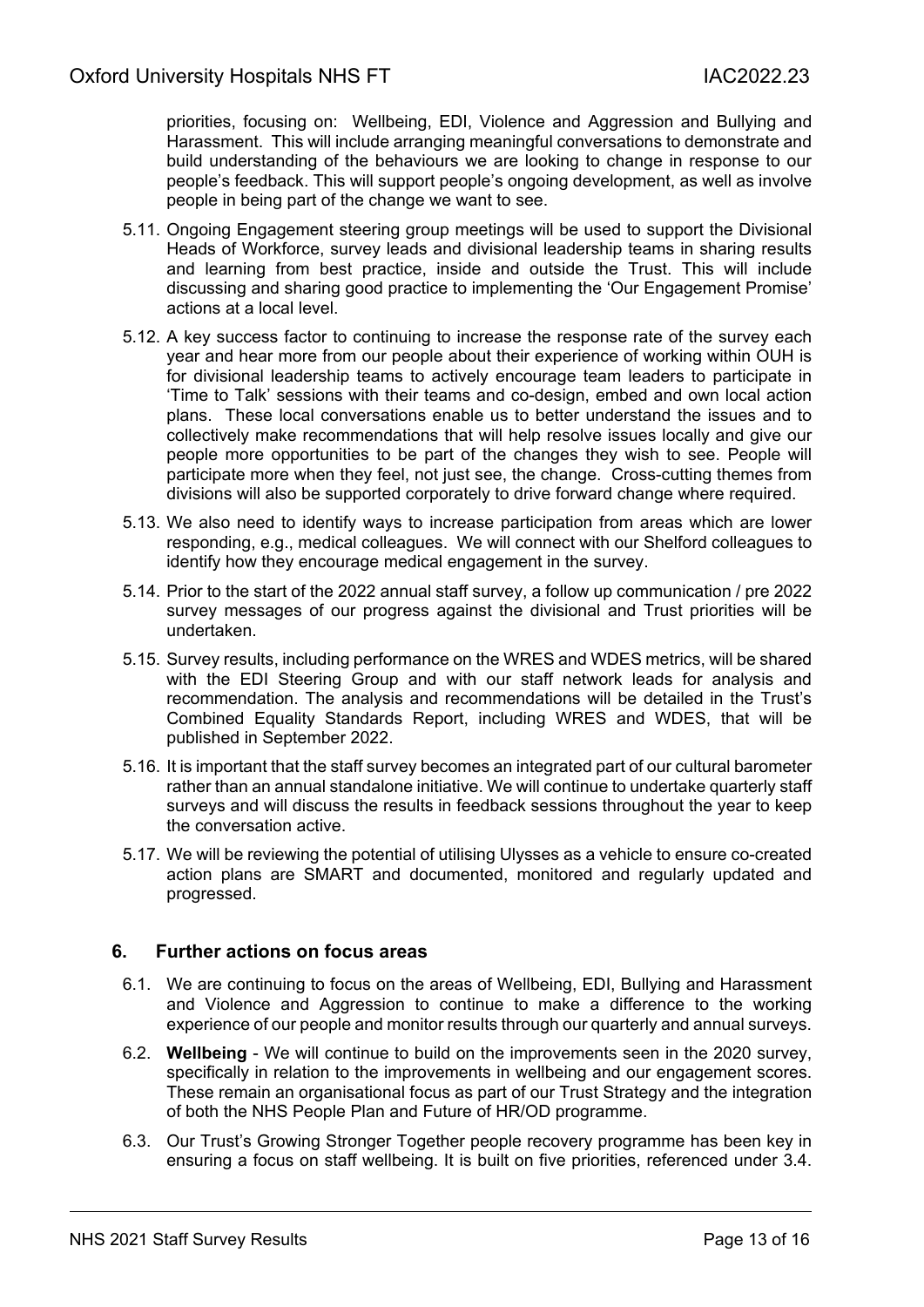priorities, focusing on: Wellbeing, EDI, Violence and Aggression and Bullying and Harassment. This will include arranging meaningful conversations to demonstrate and build understanding of the behaviours we are looking to change in response to our people's feedback. This will support people's ongoing development, as well as involve people in being part of the change we want to see.

5.11. Ongoing Engagement steering group meetings will be used to support the Divisional Heads of Workforce, survey leads and divisional leadership teams in sharing results and learning from best practice, inside and outside the Trust. This will include discussing and sharing good practice to implementing the 'Our Engagement Promise' actions at a local level.

5.12. A key success factor to continuing to increase the response rate of the survey each year and hear more from our people about their experience of working within OUH is for divisional leadership teams to actively encourage team leaders to participate in 'Time to Talk' sessions with their teams and co-design, embed and own local action plans. These local conversations enable us to better understand the issues and to collectively make recommendations that will help resolve issues locally and give our people more opportunities to be part of the changes they wish to see. People will participate more when they feel, not just see, the change. Cross-cutting themes from divisions will also be supported corporately to drive forward change where required.

5.13. We also need to identify ways to increase participation from areas which are lower responding, e.g., medical colleagues. We will connect with our Shelford colleagues to identify how they encourage medical engagement in the survey.

5.14. Prior to the start of the 2022 annual staff survey, a follow up communication / pre 2022 survey messages of our progress against the divisional and Trust priorities will be undertaken.

5.15. Survey results, including performance on the WRES and WDES metrics, will be shared with the EDI Steering Group and with our staff network leads for analysis and recommendation. The analysis and recommendations will be detailed in the Trust's Combined Equality Standards Report, including WRES and WDES, that will be published in September 2022.

5.16. It is important that the staff survey becomes an integrated part of our cultural barometer rather than an annual standalone initiative. We will continue to undertake quarterly staff surveys and will discuss the results in feedback sessions throughout the year to keep the conversation active.

5.17. We will be reviewing the potential of utilising Ulysses as a vehicle to ensure co-created action plans are SMART and documented, monitored and regularly updated and progressed.

## 6. Further actions on focus areas

6.1. We are continuing to focus on the areas of Wellbeing, EDI, Bullying and Harassment and Violence and Aggression to continue to make a difference to the working experience of our people and monitor results through our quarterly and annual surveys.

6.2. **Wellbeing** - We will continue to build on the improvements seen in the 2020 survey, specifically in relation to the improvements in wellbeing and our engagement scores. These remain an organisational focus as part of our Trust Strategy and the integration of both the NHS People Plan and Future of HR/OD programme.

6.3. Our Trust's Growing Stronger Together people recovery programme has been key in ensuring a focus on staff wellbeing. It is built on five priorities, referenced under 3.4.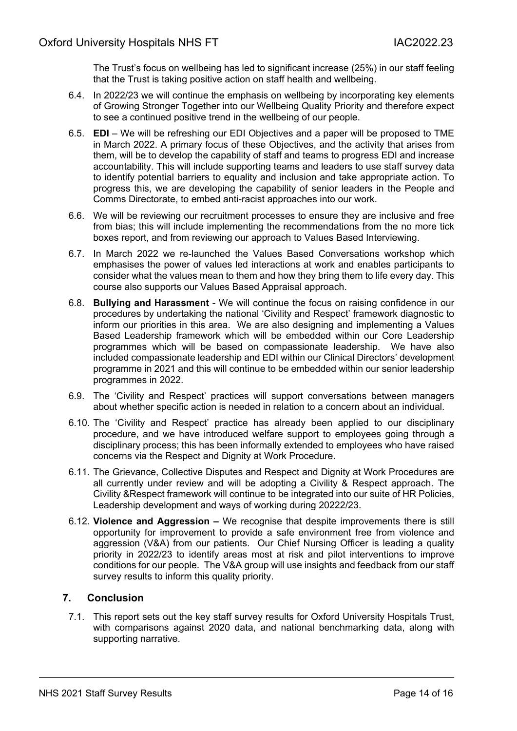The Trust's focus on wellbeing has led to significant increase (25%) in our staff feeling that the Trust is taking positive action on staff health and wellbeing.

6.4. In 2022/23 we will continue the emphasis on wellbeing by incorporating key elements of Growing Stronger Together into our Wellbeing Quality Priority and therefore expect to see a continued positive trend in the wellbeing of our people.

6.5. **EDI** – We will be refreshing our EDI Objectives and a paper will be proposed to TME in March 2022. A primary focus of these Objectives, and the activity that arises from them, will be to develop the capability of staff and teams to progress EDI and increase accountability. This will include supporting teams and leaders to use staff survey data to identify potential barriers to equality and inclusion and take appropriate action. To progress this, we are developing the capability of senior leaders in the People and Comms Directorate, to embed anti-racist approaches into our work.

6.6. We will be reviewing our recruitment processes to ensure they are inclusive and free from bias; this will include implementing the recommendations from the no more tick boxes report, and from reviewing our approach to Values Based Interviewing.

6.7. In March 2022 we re-launched the Values Based Conversations workshop which emphasises the power of values led interactions at work and enables participants to consider what the values mean to them and how they bring them to life every day. This course also supports our Values Based Appraisal approach.

6.8. **Bullying and Harassment** - We will continue the focus on raising confidence in our procedures by undertaking the national 'Civility and Respect' framework diagnostic to inform our priorities in this area. We are also designing and implementing a Values Based Leadership framework which will be embedded within our Core Leadership programmes which will be based on compassionate leadership. We have also included compassionate leadership and EDI within our Clinical Directors' development programme in 2021 and this will continue to be embedded within our senior leadership programmes in 2022.

6.9. The 'Civility and Respect' practices will support conversations between managers about whether specific action is needed in relation to a concern about an individual.

6.10. The 'Civility and Respect' practice has already been applied to our disciplinary procedure, and we have introduced welfare support to employees going through a disciplinary process; this has been informally extended to employees who have raised concerns via the Respect and Dignity at Work Procedure.

6.11. The Grievance, Collective Disputes and Respect and Dignity at Work Procedures are all currently under review and will be adopting a Civility & Respect approach. The Civility &Respect framework will continue to be integrated into our suite of HR Policies, Leadership development and ways of working during 20222/23.

6.12. **Violence and Aggression –** We recognise that despite improvements there is still opportunity for improvement to provide a safe environment free from violence and aggression (V&A) from our patients. Our Chief Nursing Officer is leading a quality priority in 2022/23 to identify areas most at risk and pilot interventions to improve conditions for our people. The V&A group will use insights and feedback from our staff survey results to inform this quality priority.

## 7. Conclusion

7.1. This report sets out the key staff survey results for Oxford University Hospitals Trust, with comparisons against 2020 data, and national benchmarking data, along with supporting narrative.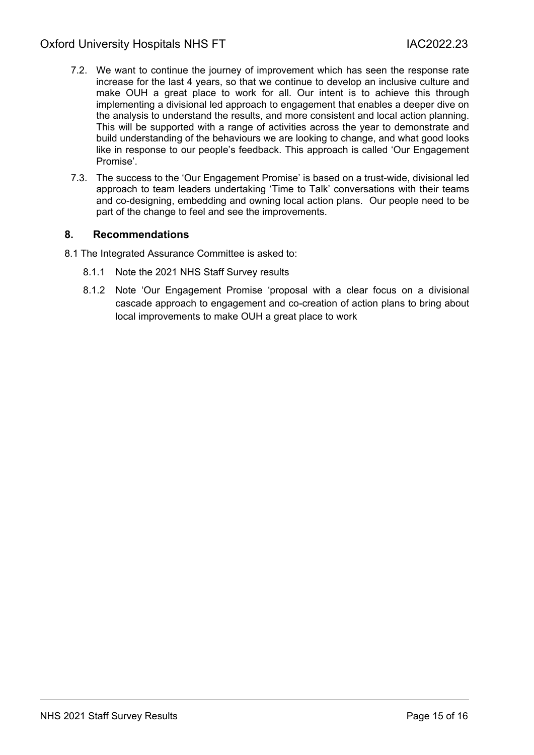7.2. We want to continue the journey of improvement which has seen the response rate increase for the last 4 years, so that we continue to develop an inclusive culture and make OUH a great place to work for all. Our intent is to achieve this through implementing a divisional led approach to engagement that enables a deeper dive on the analysis to understand the results, and more consistent and local action planning. This will be supported with a range of activities across the year to demonstrate and build understanding of the behaviours we are looking to change, and what good looks like in response to our people's feedback. This approach is called 'Our Engagement Promise'.

7.3. The success to the 'Our Engagement Promise' is based on a trust-wide, divisional led approach to team leaders undertaking 'Time to Talk' conversations with their teams and co-designing, embedding and owning local action plans. Our people need to be part of the change to feel and see the improvements.

## 8. Recommendations

8.1 The Integrated Assurance Committee is asked to:

8.1.1 Note the 2021 NHS Staff Survey results

8.1.2 Note 'Our Engagement Promise 'proposal with a clear focus on a divisional cascade approach to engagement and co-creation of action plans to bring about local improvements to make OUH a great place to work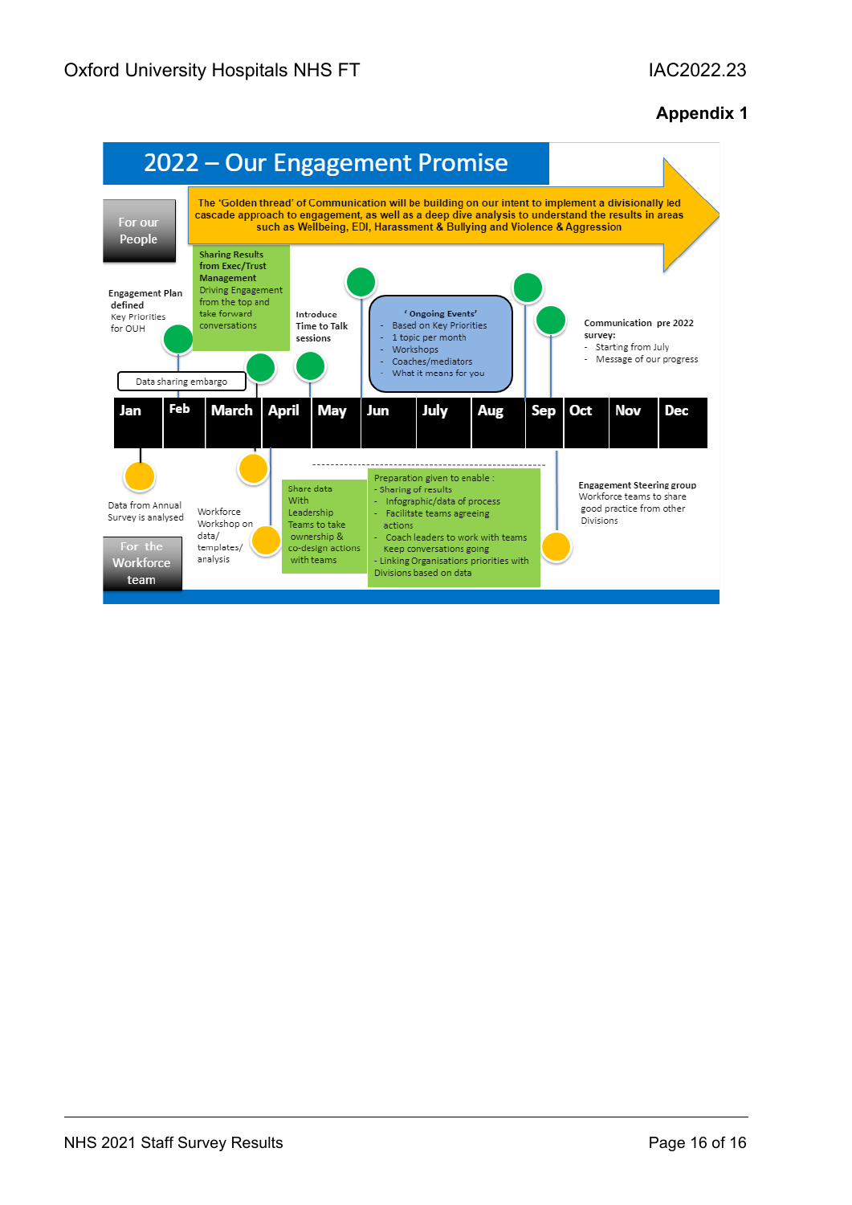## Appendix 1

# 2022 – Our Engagement Promise

The 'Golden thread' of Communication will be building on our intent to implement a divisionally led cascade approach to engagement, as well as a deep dive analysis to understand the results in areas such as Wellbeing, EDI, Harassment & Bullying and Violence & Aggression

**For our People**

Engagement Plan defined
Key Priorities for OUH

Data sharing embargo

Sharing Results from Exec/Trust Management
Driving Engagement from the top and take forward conversations

Introduce Time to Talk sessions

'Ongoing Events'
- Based on Key Priorities
- 1 topic per month
- Workshops
- Coaches/mediators
- What it means for you

Communication pre 2022 survey:
- Starting from July
- Message of our progress

Jan | Feb | March | April | May | Jun | July | Aug | Sep | Oct | Nov | Dec

Data from Annual Survey is analysed

Workforce Workshop on data/ templates/ analysis

Share data With Leadership Teams to take ownership & co-design actions with teams

Preparation given to enable :
- Sharing of results
- Infographic/data of process
- Facilitate teams agreeing actions
- Coach leaders to work with teams Keep conversations going
- Linking Organisations priorities with Divisions based on data

Engagement Steering group
Workforce teams to share good practice from other Divisions

**For the Workforce team**